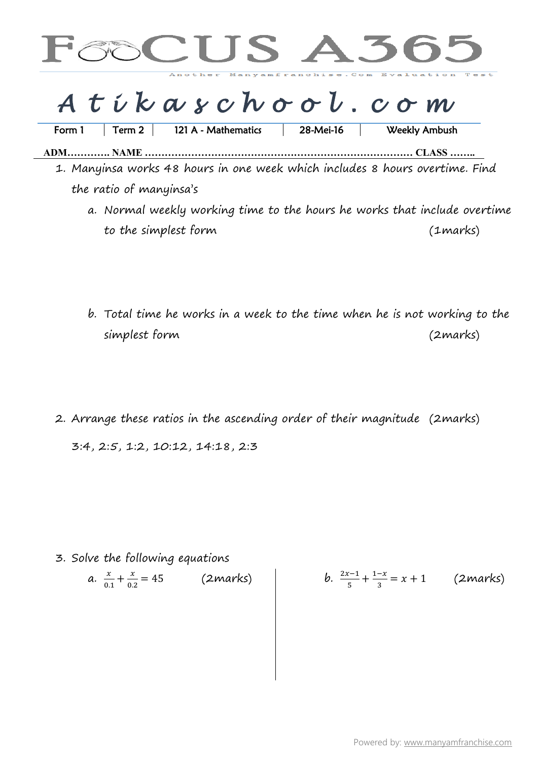# FOCUS A365

Another Manyamfranchise.Com Evaluation Test

## Atikaschool.com

| Form 1 | Term 2 | 121 A - Mathematics | 28-Mei-16 | Weekly Ambush |
|---|---|---|---|---|

**ADM…………. NAME ………………………………………………………………………… CLASS ……..**

1. Manyinsa works 48 hours in one week which includes 8 hours overtime. Find the ratio of manyinsa's
   a. Normal weekly working time to the hours he works that include overtime to the simplest form (1marks)

   b. Total time he works in a week to the time when he is not working to the simplest form (2marks)

2. Arrange these ratios in the ascending order of their magnitude (2marks)

   3:4, 2:5, 1:2, 10:12, 14:18, 2:3

3. Solve the following equations
   a. $\frac{x}{0.1} + \frac{x}{0.2} = 45$ (2marks)

   b. $\frac{2x-1}{5} + \frac{1-x}{3} = x + 1$ (2marks)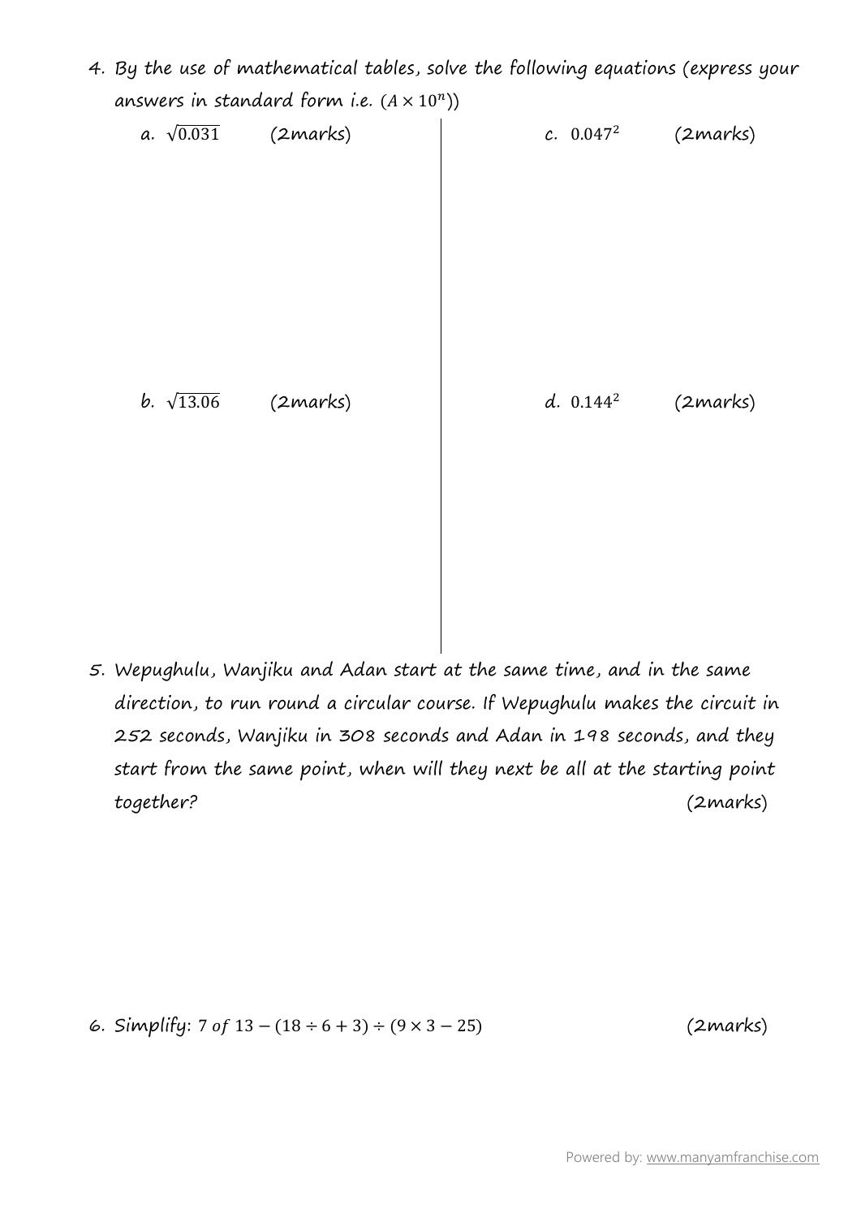4. By the use of mathematical tables, solve the following equations (express your answers in standard form i.e. $(A \times 10^n)$)

   a. $\sqrt{0.031}$ (2marks)

   b. $\sqrt{13.06}$ (2marks)

   c. $0.047^2$ (2marks)

   d. $0.144^2$ (2marks)

5. Wepughulu, Wanjiku and Adan start at the same time, and in the same direction, to run round a circular course. If Wepughulu makes the circuit in 252 seconds, Wanjiku in 308 seconds and Adan in 198 seconds, and they start from the same point, when will they next be all at the starting point together? (2marks)

6. Simplify: $7 \text{ of } 13 - (18 \div 6 + 3) \div (9 \times 3 - 25)$ (2marks)